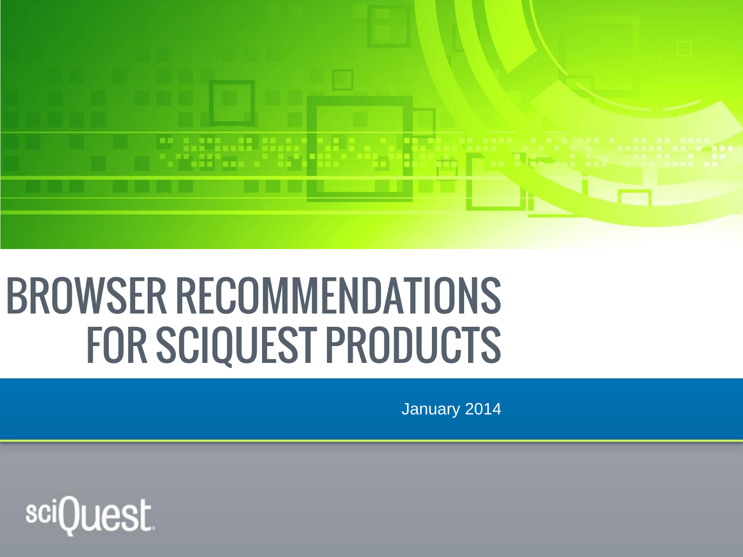# BROWSER RECOMMENDATIONS FOR SCIQUEST PRODUCTS

January 2014

sciQuest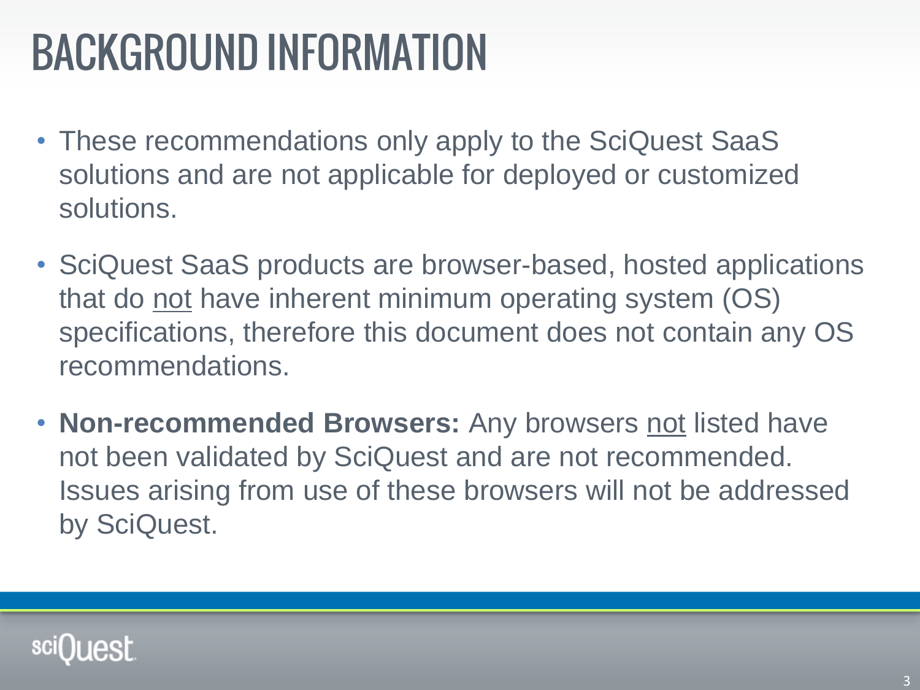# BACKGROUND INFORMATION

- These recommendations only apply to the SciQuest SaaS solutions and are not applicable for deployed or customized solutions.
- SciQuest SaaS products are browser-based, hosted applications that do not have inherent minimum operating system (OS) specifications, therefore this document does not contain any OS recommendations.
- **Non-recommended Browsers:** Any browsers not listed have not been validated by SciQuest and are not recommended. Issues arising from use of these browsers will not be addressed by SciQuest.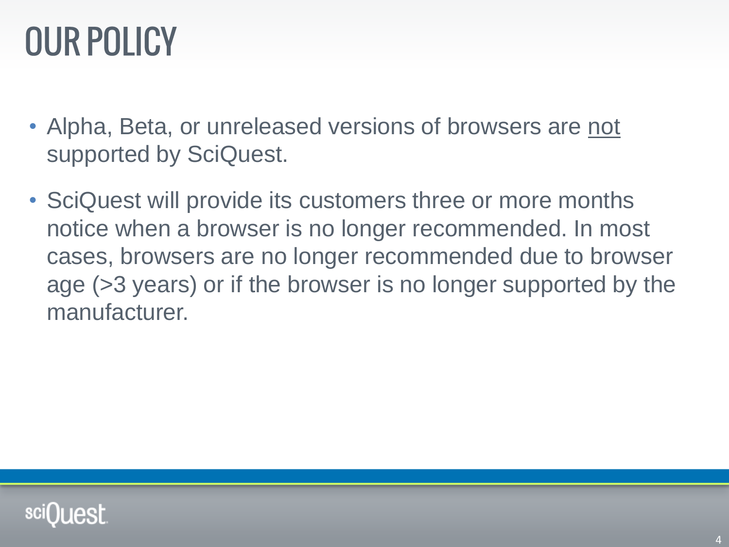# OUR POLICY

- Alpha, Beta, or unreleased versions of browsers are <u>not</u> supported by SciQuest.
- SciQuest will provide its customers three or more months notice when a browser is no longer recommended. In most cases, browsers are no longer recommended due to browser age (>3 years) or if the browser is no longer supported by the manufacturer.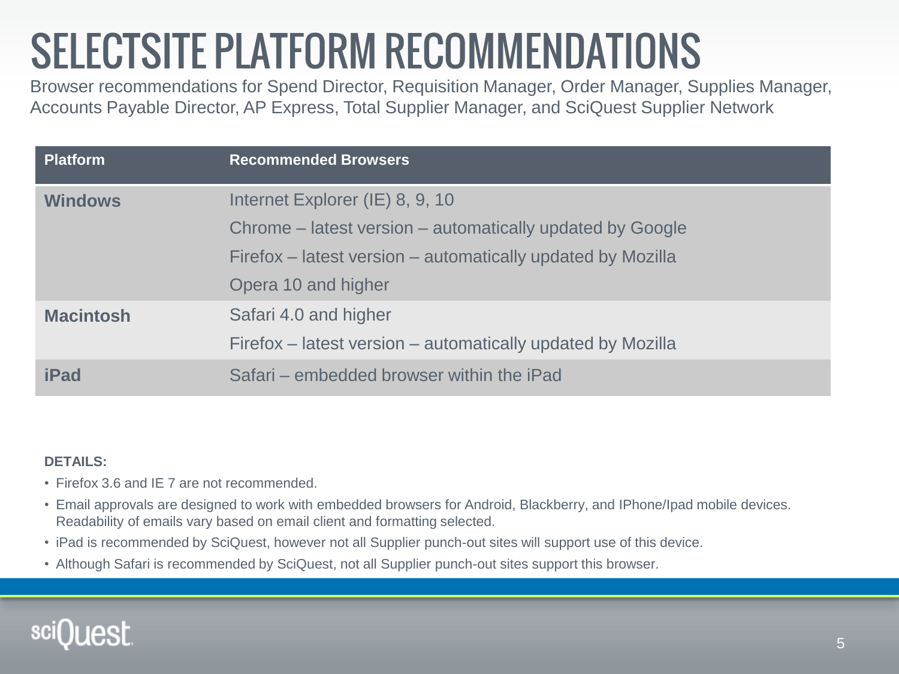# SELECTSITE PLATFORM RECOMMENDATIONS

Browser recommendations for Spend Director, Requisition Manager, Order Manager, Supplies Manager, Accounts Payable Director, AP Express, Total Supplier Manager, and SciQuest Supplier Network

| Platform | Recommended Browsers |
|---|---|
| **Windows** | Internet Explorer (IE) 8, 9, 10<br>Chrome – latest version – automatically updated by Google<br>Firefox – latest version – automatically updated by Mozilla<br>Opera 10 and higher |
| **Macintosh** | Safari 4.0 and higher<br>Firefox – latest version – automatically updated by Mozilla |
| **iPad** | Safari – embedded browser within the iPad |

**DETAILS:**

- Firefox 3.6 and IE 7 are not recommended.
- Email approvals are designed to work with embedded browsers for Android, Blackberry, and IPhone/Ipad mobile devices. Readability of emails vary based on email client and formatting selected.
- iPad is recommended by SciQuest, however not all Supplier punch-out sites will support use of this device.
- Although Safari is recommended by SciQuest, not all Supplier punch-out sites support this browser.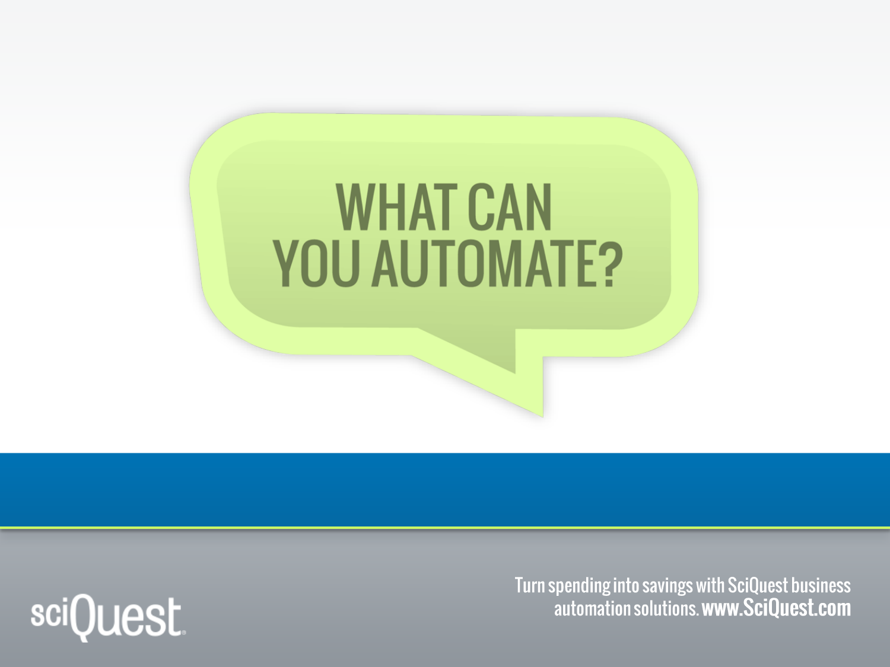# WHAT CAN YOU AUTOMATE?

sciQuest

Turn spending into savings with SciQuest business automation solutions. **www.SciQuest.com**